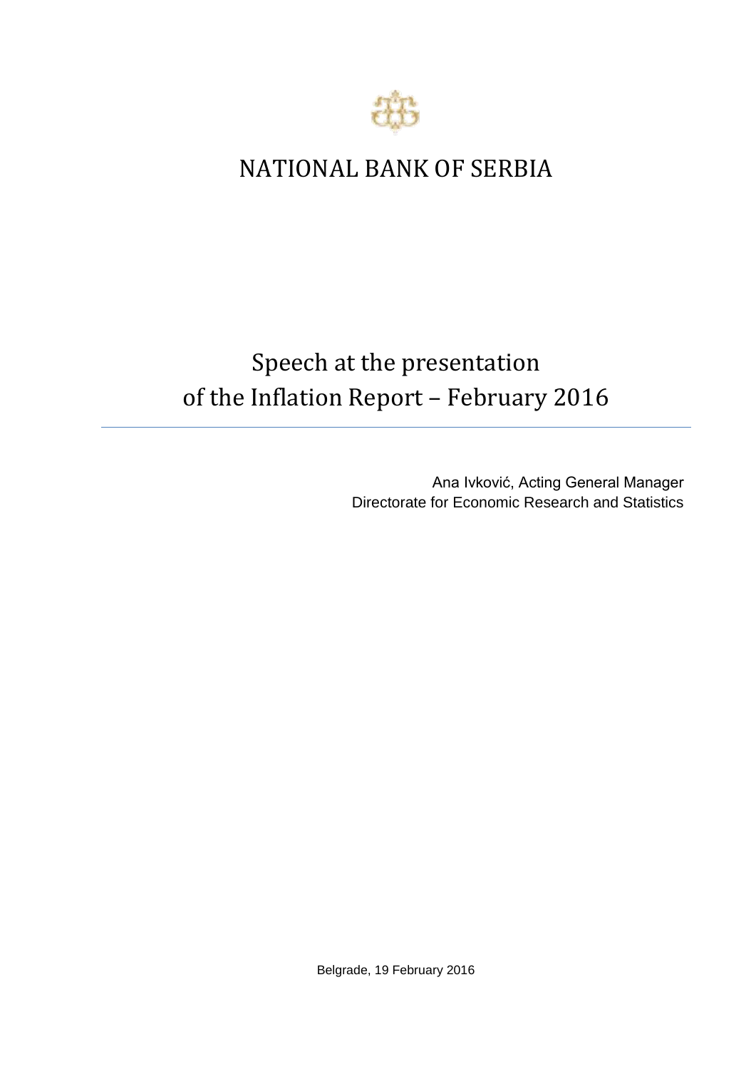# NATIONAL BANK OF SERBIA

## Speech at the presentation of the Inflation Report – February 2016

Ana Ivković, Acting General Manager
Directorate for Economic Research and Statistics

Belgrade, 19 February 2016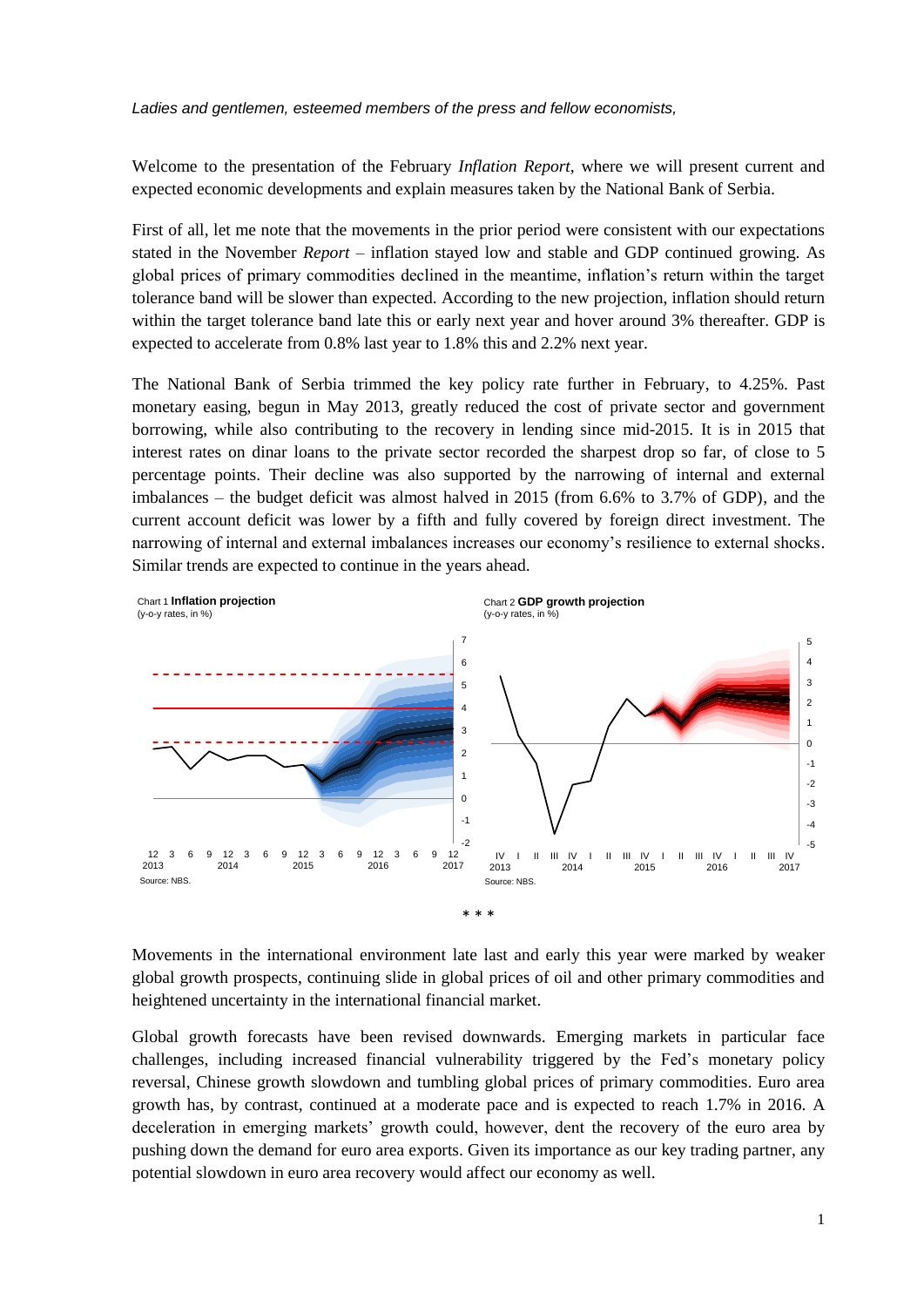*Ladies and gentlemen, esteemed members of the press and fellow economists,*

Welcome to the presentation of the February *Inflation Report*, where we will present current and expected economic developments and explain measures taken by the National Bank of Serbia.

First of all, let me note that the movements in the prior period were consistent with our expectations stated in the November *Report* – inflation stayed low and stable and GDP continued growing. As global prices of primary commodities declined in the meantime, inflation's return within the target tolerance band will be slower than expected. According to the new projection, inflation should return within the target tolerance band late this or early next year and hover around 3% thereafter. GDP is expected to accelerate from 0.8% last year to 1.8% this and 2.2% next year.

The National Bank of Serbia trimmed the key policy rate further in February, to 4.25%. Past monetary easing, begun in May 2013, greatly reduced the cost of private sector and government borrowing, while also contributing to the recovery in lending since mid-2015. It is in 2015 that interest rates on dinar loans to the private sector recorded the sharpest drop so far, of close to 5 percentage points. Their decline was also supported by the narrowing of internal and external imbalances – the budget deficit was almost halved in 2015 (from 6.6% to 3.7% of GDP), and the current account deficit was lower by a fifth and fully covered by foreign direct investment. The narrowing of internal and external imbalances increases our economy's resilience to external shocks. Similar trends are expected to continue in the years ahead.

Chart 1 **Inflation projection**
(y-o-y rates, in %)

Source: NBS.

Chart 2 **GDP growth projection**
(y-o-y rates, in %)

Source: NBS.

\* \* \*

Movements in the international environment late last and early this year were marked by weaker global growth prospects, continuing slide in global prices of oil and other primary commodities and heightened uncertainty in the international financial market.

Global growth forecasts have been revised downwards. Emerging markets in particular face challenges, including increased financial vulnerability triggered by the Fed's monetary policy reversal, Chinese growth slowdown and tumbling global prices of primary commodities. Euro area growth has, by contrast, continued at a moderate pace and is expected to reach 1.7% in 2016. A deceleration in emerging markets' growth could, however, dent the recovery of the euro area by pushing down the demand for euro area exports. Given its importance as our key trading partner, any potential slowdown in euro area recovery would affect our economy as well.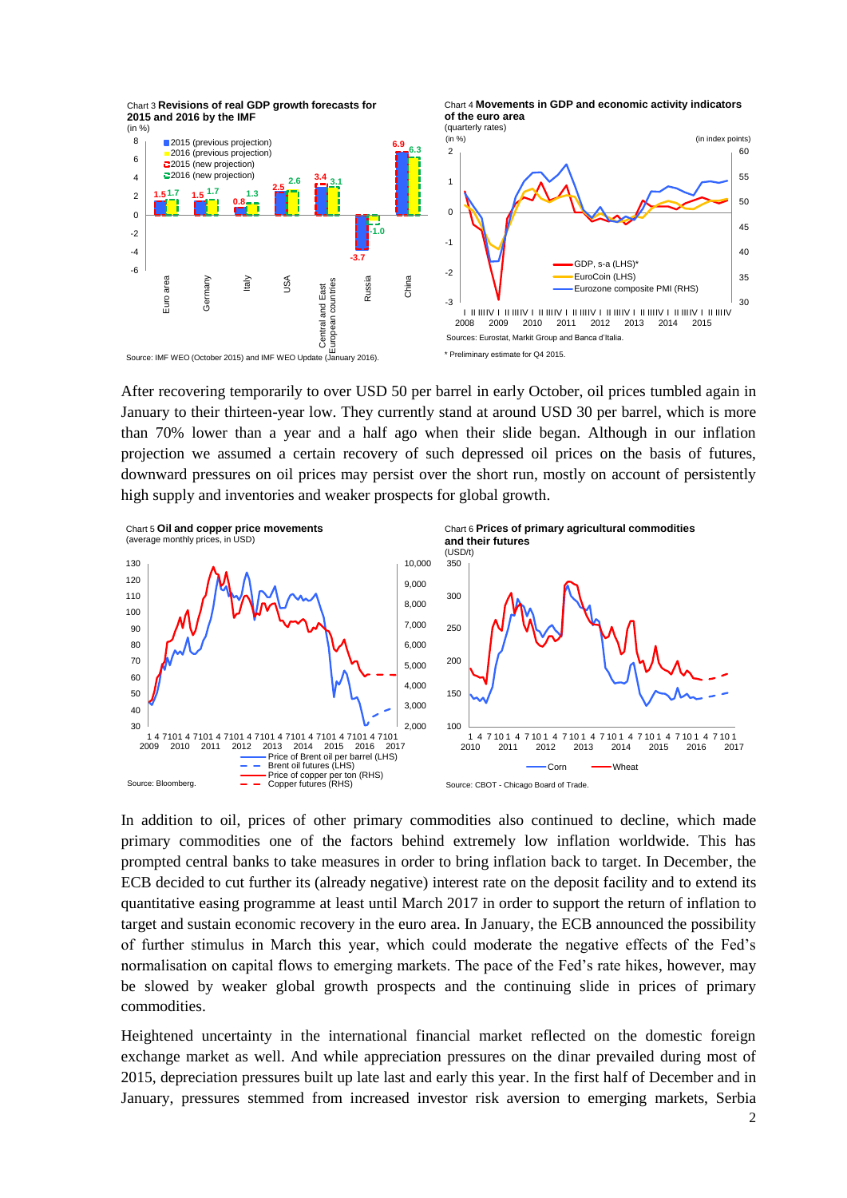Chart 3 **Revisions of real GDP growth forecasts for 2015 and 2016 by the IMF**
(in %)

Source: IMF WEO (October 2015) and IMF WEO Update (January 2016).

Chart 4 **Movements in GDP and economic activity indicators of the euro area**
(quarterly rates)

Sources: Eurostat, Markit Group and Banca d'Italia.

\* Preliminary estimate for Q4 2015.

After recovering temporarily to over USD 50 per barrel in early October, oil prices tumbled again in January to their thirteen-year low. They currently stand at around USD 30 per barrel, which is more than 70% lower than a year and a half ago when their slide began. Although in our inflation projection we assumed a certain recovery of such depressed oil prices on the basis of futures, downward pressures on oil prices may persist over the short run, mostly on account of persistently high supply and inventories and weaker prospects for global growth.

Chart 5 **Oil and copper price movements**
(average monthly prices, in USD)

Source: Bloomberg.

Chart 6 **Prices of primary agricultural commodities and their futures**
(USD/t)

Source: CBOT - Chicago Board of Trade.

In addition to oil, prices of other primary commodities also continued to decline, which made primary commodities one of the factors behind extremely low inflation worldwide. This has prompted central banks to take measures in order to bring inflation back to target. In December, the ECB decided to cut further its (already negative) interest rate on the deposit facility and to extend its quantitative easing programme at least until March 2017 in order to support the return of inflation to target and sustain economic recovery in the euro area. In January, the ECB announced the possibility of further stimulus in March this year, which could moderate the negative effects of the Fed's normalisation on capital flows to emerging markets. The pace of the Fed's rate hikes, however, may be slowed by weaker global growth prospects and the continuing slide in prices of primary commodities.

Heightened uncertainty in the international financial market reflected on the domestic foreign exchange market as well. And while appreciation pressures on the dinar prevailed during most of 2015, depreciation pressures built up late last and early this year. In the first half of December and in January, pressures stemmed from increased investor risk aversion to emerging markets, Serbia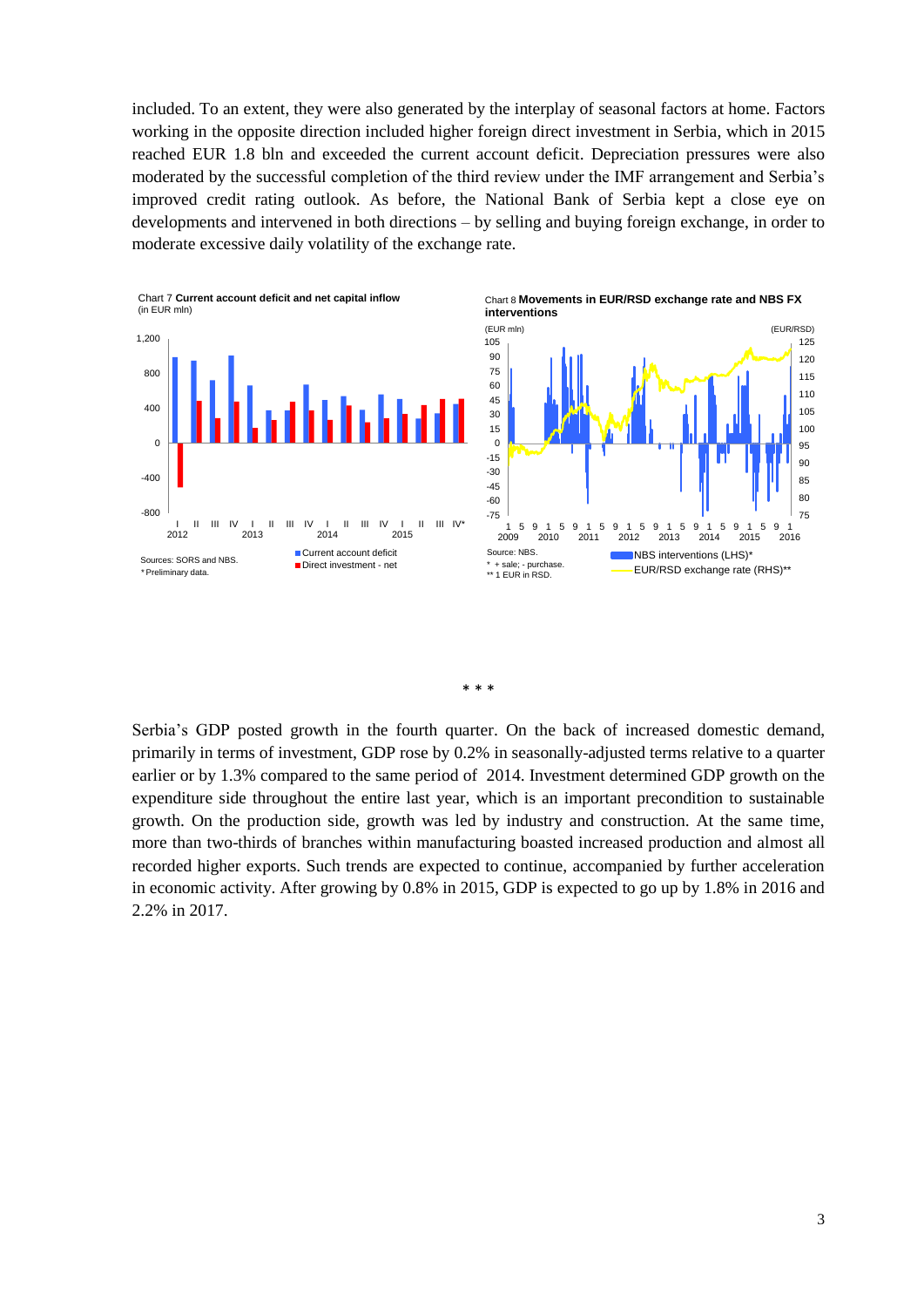included. To an extent, they were also generated by the interplay of seasonal factors at home. Factors working in the opposite direction included higher foreign direct investment in Serbia, which in 2015 reached EUR 1.8 bln and exceeded the current account deficit. Depreciation pressures were also moderated by the successful completion of the third review under the IMF arrangement and Serbia's improved credit rating outlook. As before, the National Bank of Serbia kept a close eye on developments and intervened in both directions – by selling and buying foreign exchange, in order to moderate excessive daily volatility of the exchange rate.

Chart 7 **Current account deficit and net capital inflow** (in EUR mln)

Sources: SORS and NBS.
* Preliminary data.

Chart 8 **Movements in EUR/RSD exchange rate and NBS FX interventions**

Source: NBS.
* + sale; - purchase.
** 1 EUR in RSD.

\* \* \*

Serbia's GDP posted growth in the fourth quarter. On the back of increased domestic demand, primarily in terms of investment, GDP rose by 0.2% in seasonally-adjusted terms relative to a quarter earlier or by 1.3% compared to the same period of 2014. Investment determined GDP growth on the expenditure side throughout the entire last year, which is an important precondition to sustainable growth. On the production side, growth was led by industry and construction. At the same time, more than two-thirds of branches within manufacturing boasted increased production and almost all recorded higher exports. Such trends are expected to continue, accompanied by further acceleration in economic activity. After growing by 0.8% in 2015, GDP is expected to go up by 1.8% in 2016 and 2.2% in 2017.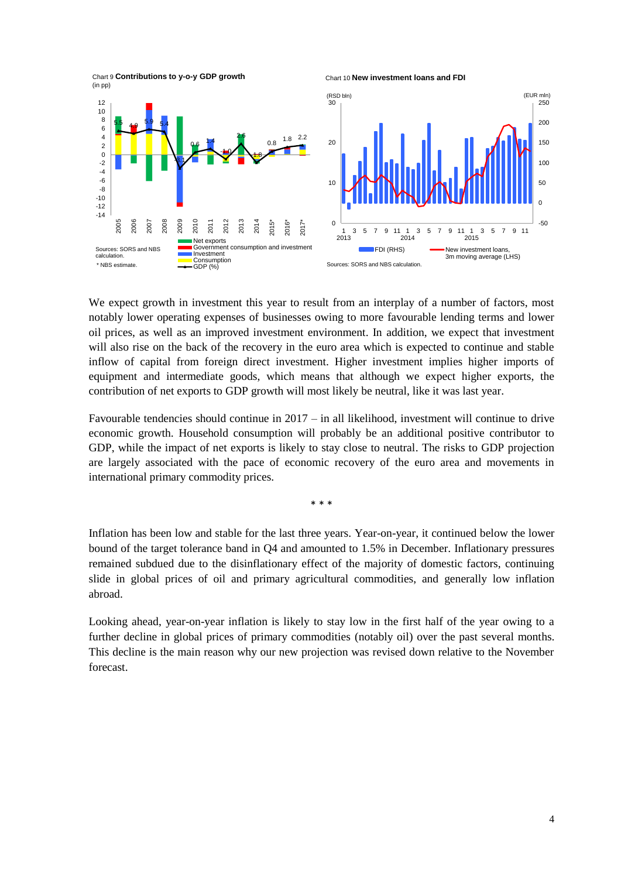Chart 9 **Contributions to y-o-y GDP growth**
(in pp)

Sources: SORS and NBS calculation.
* NBS estimate.

Chart 10 **New investment loans and FDI**

Sources: SORS and NBS calculation.

We expect growth in investment this year to result from an interplay of a number of factors, most notably lower operating expenses of businesses owing to more favourable lending terms and lower oil prices, as well as an improved investment environment. In addition, we expect that investment will also rise on the back of the recovery in the euro area which is expected to continue and stable inflow of capital from foreign direct investment. Higher investment implies higher imports of equipment and intermediate goods, which means that although we expect higher exports, the contribution of net exports to GDP growth will most likely be neutral, like it was last year.

Favourable tendencies should continue in 2017 – in all likelihood, investment will continue to drive economic growth. Household consumption will probably be an additional positive contributor to GDP, while the impact of net exports is likely to stay close to neutral. The risks to GDP projection are largely associated with the pace of economic recovery of the euro area and movements in international primary commodity prices.

\* \* \*

Inflation has been low and stable for the last three years. Year-on-year, it continued below the lower bound of the target tolerance band in Q4 and amounted to 1.5% in December. Inflationary pressures remained subdued due to the disinflationary effect of the majority of domestic factors, continuing slide in global prices of oil and primary agricultural commodities, and generally low inflation abroad.

Looking ahead, year-on-year inflation is likely to stay low in the first half of the year owing to a further decline in global prices of primary commodities (notably oil) over the past several months. This decline is the main reason why our new projection was revised down relative to the November forecast.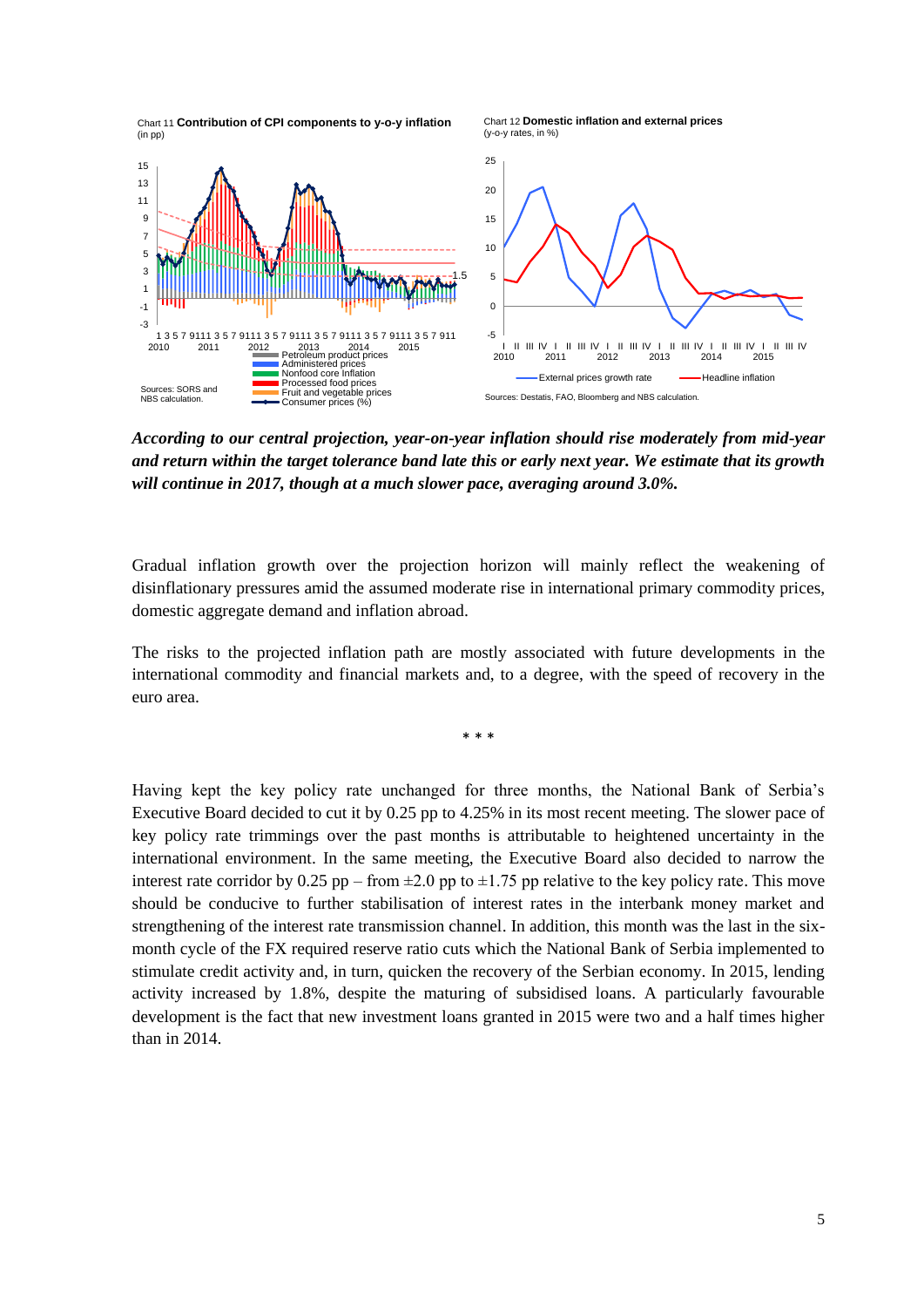Chart 11 **Contribution of CPI components to y-o-y inflation**
(in pp)

Sources: SORS and NBS calculation.

Chart 12 **Domestic inflation and external prices**
(y-o-y rates, in %)

Sources: Destatis, FAO, Bloomberg and NBS calculation.

***According to our central projection, year-on-year inflation should rise moderately from mid-year and return within the target tolerance band late this or early next year. We estimate that its growth will continue in 2017, though at a much slower pace, averaging around 3.0%.***

Gradual inflation growth over the projection horizon will mainly reflect the weakening of disinflationary pressures amid the assumed moderate rise in international primary commodity prices, domestic aggregate demand and inflation abroad.

The risks to the projected inflation path are mostly associated with future developments in the international commodity and financial markets and, to a degree, with the speed of recovery in the euro area.

\* \* \*

Having kept the key policy rate unchanged for three months, the National Bank of Serbia's Executive Board decided to cut it by 0.25 pp to 4.25% in its most recent meeting. The slower pace of key policy rate trimmings over the past months is attributable to heightened uncertainty in the international environment. In the same meeting, the Executive Board also decided to narrow the interest rate corridor by 0.25 pp – from ±2.0 pp to ±1.75 pp relative to the key policy rate. This move should be conducive to further stabilisation of interest rates in the interbank money market and strengthening of the interest rate transmission channel. In addition, this month was the last in the six-month cycle of the FX required reserve ratio cuts which the National Bank of Serbia implemented to stimulate credit activity and, in turn, quicken the recovery of the Serbian economy. In 2015, lending activity increased by 1.8%, despite the maturing of subsidised loans. A particularly favourable development is the fact that new investment loans granted in 2015 were two and a half times higher than in 2014.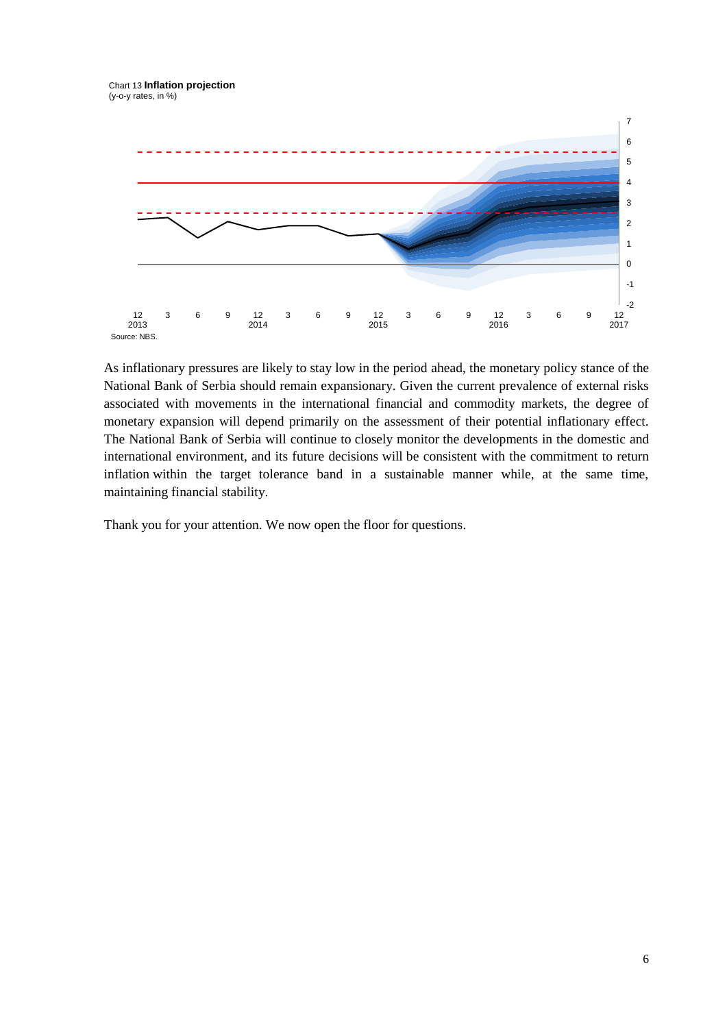Chart 13 **Inflation projection**
(y-o-y rates, in %)

7
6
5
4
3
2
1
0
-1
-2

12
2013
3
6
9
12
2014
3
6
9
12
2015
3
6
9
12
2016
3
6
9
12
2017

Source: NBS.

As inflationary pressures are likely to stay low in the period ahead, the monetary policy stance of the National Bank of Serbia should remain expansionary. Given the current prevalence of external risks associated with movements in the international financial and commodity markets, the degree of monetary expansion will depend primarily on the assessment of their potential inflationary effect. The National Bank of Serbia will continue to closely monitor the developments in the domestic and international environment, and its future decisions will be consistent with the commitment to return inflation within the target tolerance band in a sustainable manner while, at the same time, maintaining financial stability.

Thank you for your attention. We now open the floor for questions.